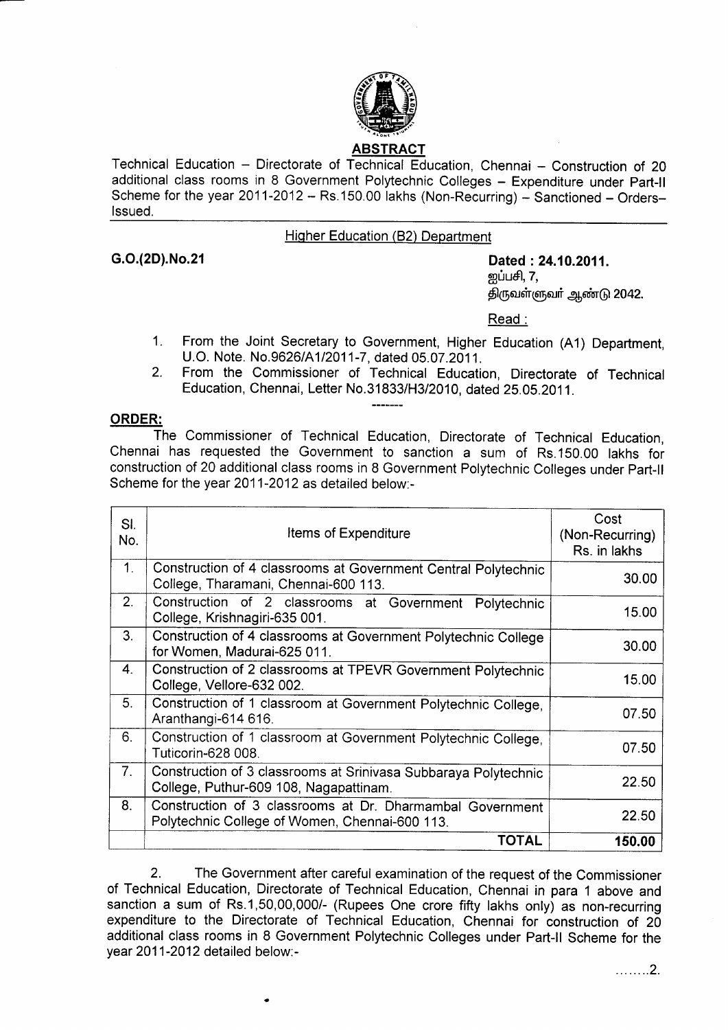## ABSTRACT

Technical Education – Directorate of Technical Education, Chennai – Construction of 20 additional class rooms in 8 Government Polytechnic Colleges – Expenditure under Part-II Scheme for the year 2011-2012 – Rs.150.00 lakhs (Non-Recurring) – Sanctioned – Orders– Issued.

---

Higher Education (B2) Department

**G.O.(2D).No.21**

**Dated : 24.10.2011.**
ஐப்பசி, 7,
திருவள்ளுவர் ஆண்டு 2042.

Read :

1. From the Joint Secretary to Government, Higher Education (A1) Department, U.O. Note. No.9626/A1/2011-7, dated 05.07.2011.
2. From the Commissioner of Technical Education, Directorate of Technical Education, Chennai, Letter No.31833/H3/2010, dated 25.05.2011.

-------

**ORDER:**

The Commissioner of Technical Education, Directorate of Technical Education, Chennai has requested the Government to sanction a sum of Rs.150.00 lakhs for construction of 20 additional class rooms in 8 Government Polytechnic Colleges under Part-II Scheme for the year 2011-2012 as detailed below:-

| Sl. No. | Items of Expenditure | Cost (Non-Recurring) Rs. in lakhs |
|---|---|---|
| 1. | Construction of 4 classrooms at Government Central Polytechnic College, Tharamani, Chennai-600 113. | 30.00 |
| 2. | Construction of 2 classrooms at Government Polytechnic College, Krishnagiri-635 001. | 15.00 |
| 3. | Construction of 4 classrooms at Government Polytechnic College for Women, Madurai-625 011. | 30.00 |
| 4. | Construction of 2 classrooms at TPEVR Government Polytechnic College, Vellore-632 002. | 15.00 |
| 5. | Construction of 1 classroom at Government Polytechnic College, Aranthangi-614 616. | 07.50 |
| 6. | Construction of 1 classroom at Government Polytechnic College, Tuticorin-628 008. | 07.50 |
| 7. | Construction of 3 classrooms at Srinivasa Subbaraya Polytechnic College, Puthur-609 108, Nagapattinam. | 22.50 |
| 8. | Construction of 3 classrooms at Dr. Dharmambal Government Polytechnic College of Women, Chennai-600 113. | 22.50 |
| | **TOTAL** | **150.00** |

2. The Government after careful examination of the request of the Commissioner of Technical Education, Directorate of Technical Education, Chennai in para 1 above and sanction a sum of Rs.1,50,00,000/- (Rupees One crore fifty lakhs only) as non-recurring expenditure to the Directorate of Technical Education, Chennai for construction of 20 additional class rooms in 8 Government Polytechnic Colleges under Part-II Scheme for the year 2011-2012 detailed below:-

........2.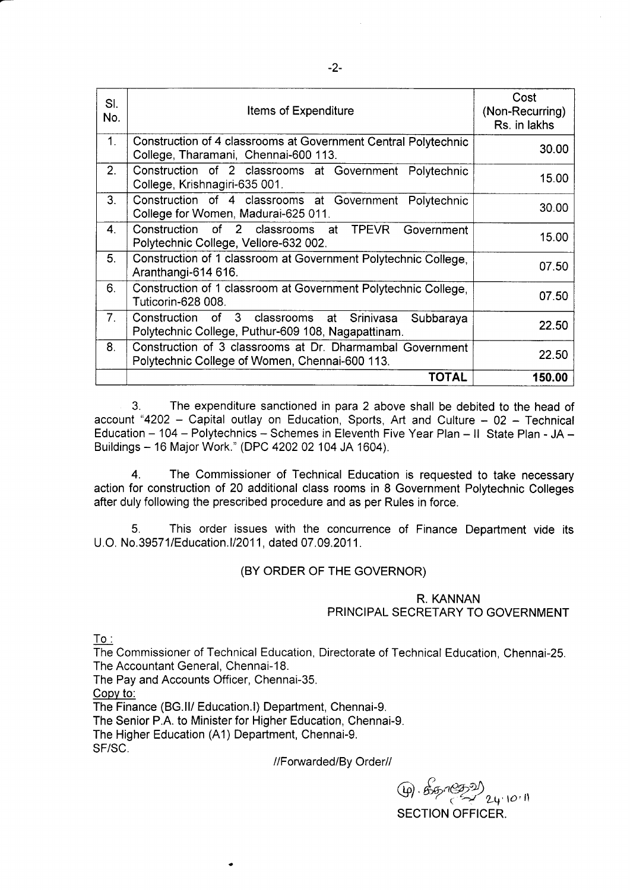| Sl. No. | Items of Expenditure | Cost (Non-Recurring) Rs. in lakhs |
|---|---|---|
| 1. | Construction of 4 classrooms at Government Central Polytechnic College, Tharamani, Chennai-600 113. | 30.00 |
| 2. | Construction of 2 classrooms at Government Polytechnic College, Krishnagiri-635 001. | 15.00 |
| 3. | Construction of 4 classrooms at Government Polytechnic College for Women, Madurai-625 011. | 30.00 |
| 4. | Construction of 2 classrooms at TPEVR Government Polytechnic College, Vellore-632 002. | 15.00 |
| 5. | Construction of 1 classroom at Government Polytechnic College, Aranthangi-614 616. | 07.50 |
| 6. | Construction of 1 classroom at Government Polytechnic College, Tuticorin-628 008. | 07.50 |
| 7. | Construction of 3 classrooms at Srinivasa Subbaraya Polytechnic College, Puthur-609 108, Nagapattinam. | 22.50 |
| 8. | Construction of 3 classrooms at Dr. Dharmambal Government Polytechnic College of Women, Chennai-600 113. | 22.50 |
| | **TOTAL** | **150.00** |

3. The expenditure sanctioned in para 2 above shall be debited to the head of account "4202 – Capital outlay on Education, Sports, Art and Culture – 02 – Technical Education – 104 – Polytechnics – Schemes in Eleventh Five Year Plan – II State Plan - JA – Buildings – 16 Major Work." (DPC 4202 02 104 JA 1604).

4. The Commissioner of Technical Education is requested to take necessary action for construction of 20 additional class rooms in 8 Government Polytechnic Colleges after duly following the prescribed procedure and as per Rules in force.

5. This order issues with the concurrence of Finance Department vide its U.O. No.39571/Education.I/2011, dated 07.09.2011.

(BY ORDER OF THE GOVERNOR)

R. KANNAN
PRINCIPAL SECRETARY TO GOVERNMENT

To :

The Commissioner of Technical Education, Directorate of Technical Education, Chennai-25.
The Accountant General, Chennai-18.
The Pay and Accounts Officer, Chennai-35.

Copy to:

The Finance (BG.II/ Education.I) Department, Chennai-9.
The Senior P.A. to Minister for Higher Education, Chennai-9.
The Higher Education (A1) Department, Chennai-9.
SF/SC.

//Forwarded/By Order//

24.10.11

SECTION OFFICER.